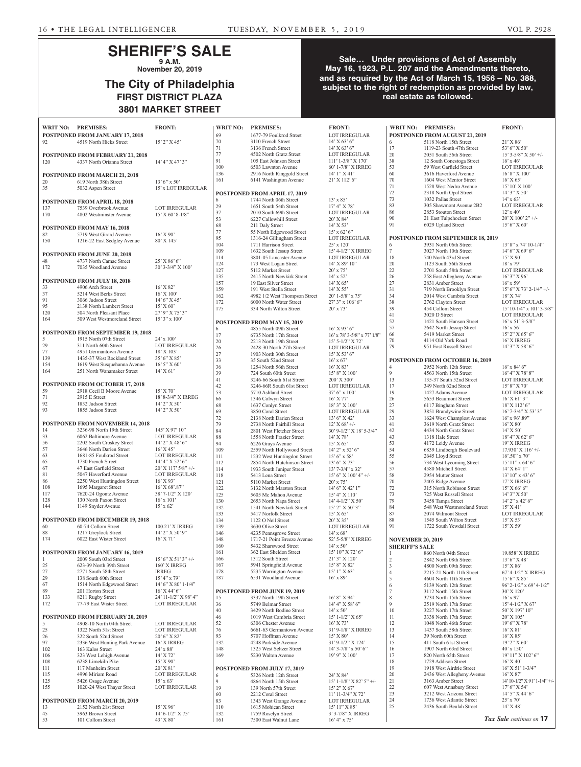# SHERIFF'S SALE

**9 A.M.**

**November 20, 2019**

## The City of Philadelphia

### FIRST DISTRICT PLAZA

### 3801 MARKET STREET

**Sale… Under provisions of Act of Assembly May 16, 1923, P.L. 207 and the Amendments thereto, and as required by the Act of March 15, 1956 – No. 388, subject to the right of redemption as provided by law, real estate as followed.**

| WRIT NO: | PREMISES: | FRONT: |
|---|---|---|
| **POSTPONED FROM JANUARY 17, 2018** | | |
| 92 | 4519 North Hicks Street | 15' 2" X 45' |
| **POSTPONED FROM FEBRUARY 21, 2018** | | |
| 120 | 4337 North Orianna Street | 14' 4" X 47' 3" |
| **POSTPONED FROM MARCH 21, 2018** | | |
| 20 | 619 North 38th Street | 13' 6" x 50' |
| 35 | 5032 Aspen Street | 15' x LOT IRREGULAR |
| **POSTPONED FROM APRIL 18, 2018** | | |
| 137 | 7539 Overbrook Avenue | LOT IRREGULAR |
| 170 | 4802 Westminster Avenue | 15' X 60' 8-1/8" |
| **POSTPONED FROM MAY 16, 2018** | | |
| 82 | 5719 West Girard Avenue | 16' X 90' |
| 150 | 1216-22 East Sedgley Avenue | 80' X 145' |
| **POSTPONED FROM JUNE 20, 2018** | | |
| 48 | 4737 North Camac Street | 25' X 86' 6" |
| 172 | 7035 Woodland Avenue | 30' 3-3/4" X 100' |
| **POSTPONED FROM JULY 18, 2018** | | |
| 33 | 4906 Arch Street | 16' X 82' |
| 37 | 5214 West Berks Street | 16' X 100' |
| 91 | 3066 Judson Street | 14' 6" X 45' |
| 95 | 2138 North Lambert Street | 15' X 60' |
| 120 | 504 North Pleasant Place | 27' 9" X 75' 3" |
| 164 | 509 West Westmoreland Street | 15' 3" x 100' |
| **POSTPONED FROM SEPTEMBER 19, 2018** | | |
| 5 | 1915 North 07th Street | 24' x 100' |
| 29 | 311 North 60th Street | LOT IRREGULAR |
| 77 | 4951 Germantown Avenue | 18' X 103' |
| 139 | 1435-37 West Rockland Street | 35' 6" X 85' |
| 154 | 1619 West Susquehanna Avenue | 16' 5" X 60' |
| 164 | 251 North Wanamaker Street | 14' X 61' |
| **POSTPONED FROM OCTOBER 17, 2018** | | |
| 59 | 2918 Cecil B Moore Avenue | 15' X 70' |
| 71 | 2915 E Street | 18' 8-3/4" X IRREG |
| 92 | 1832 Judson Street | 14' 2" X 50' |
| 93 | 1855 Judson Street | 14' 2" X 50' |
| **POSTPONED FROM NOVEMBER 14, 2018** | | |
| 14 | 3236-98 North 19th Street | 145' X 97' 10" |
| 33 | 6062 Baltimore Avenue | LOT IRREGULAR |
| 56 | 2202 South Croskey Street | 14' 2" X 48' 6" |
| 57 | 3646 North Darien Street | 16' X 45' |
| 63 | 1681-85 Foulkrod Street | LOT IRREGULAR |
| 65 | 1730 French Street | 14' 4" X 52' 6" |
| 67 | 47 East Garfield Street | 20' X 117' 5/8" +/- |
| 81 | 5047 Haverford Avenue | LOT IRREGULAR |
| 86 | 2250 West Huntingdon Street | 16' X 93' |
| 108 | 1695 Margaret Street | 16' X 68'.87" |
| 117 | 7620-24 Ogontz Avenue | 38' 7-1/2" X 120' |
| 128 | 130 North Paxon Street | 16' x 101' |
| 144 | 1149 Snyder Avenue | 15' x 62' |
| **POSTPONED FROM DECEMBER 19, 2018** | | |
| 60 | 60-74 Collom Street | 100.21' X IRREG |
| 88 | 1217 Greylock Street | 14' 2" X 50' 9" |
| 174 | 6022 East Wister Street | 16' X 71' |
| **POSTPONED FROM JANUARY 16, 2019** | | |
| 1 | 2009 South 03rd Street | 15' 6" X 51' 3" +/- |
| 25 | 623-39 North 39th Street | 160' X IRREG |
| 27 | 2771 South 58th Street | IRREG |
| 29 | 138 South 60th Street | 15' 4" x 79' |
| 67 | 1514 North Edgewood Street | 14' 6" X 80' 1-1/4" |
| 89 | 201 Horton Street | 16' X 44' 6" |
| 133 | 8211 Rugby Street | 24' 11-1/2" X 98' 4" |
| 172 | 77-79 East Wister Street | LOT IRREGULAR |
| **POSTPONED FROM FEBRUARY 20, 2019** | | |
| 5 | 4908-10 North 04th Street | LOT IRREGULAR |
| 25 | 1322 North 51st Street | LOT IRREGULAR |
| 26 | 322 South 52nd Street | 20' 6" X 82' |
| 97 | 2336 West Hunting Park Avenue | 16' X IRREG |
| 102 | 163 Kalos Street | 24' x 88' |
| 106 | 323 West Lehigh Avenue | 14' X 72' |
| 108 | 6238 Limekiln Pike | 15' X 90' |
| 111 | 117 Manheim Street | 20' X 81' |
| 115 | 4996 Miriam Road | LOT IRREGULAR |
| 125 | 5426 Osage Avenue | 15' x 63' |
| 155 | 1020-24 West Thayer Street | LOT IRREGULAR |
| **POSTPONED FROM MARCH 20, 2019** | | |
| 13 | 2152 North 21st Street | 15' X 96' |
| 45 | 3963 Brown Street | 14' 6-1/2" X 75' |
| 53 | 101 Collom Street | 43' X 80' |
| 69 | 1677-79 Foulkrod Street | LOT IRREGULAR |
| 70 | 3110 French Street | 14' X 63' 6" |
| 71 | 3136 French Street | 14' X 63' 6" |
| 77 | 4502 North Gratz Street | LOT IRREGULAR |
| 91 | 105 East Johnson Street | 111' 1-3/8" X 170' |
| 100 | 6503 Lawnton Avenue | 60' 1-7/8" X IRREG |
| 136 | 2916 North Ringgold Street | 14' 1" X 41' |
| 161 | 6141 Washington Avenue | 21' X 112' 6" |
| **POSTPONED FROM APRIL 17, 2019** | | |
| 6 | 1744 North 06th Street | 13' x 85' |
| 29 | 1651 South 54th Street | 17' 4" X 78' |
| 37 | 2010 South 69th Street | LOT IRREGULAR |
| 53 | 6227 Callowhill Street | 20' X 84' |
| 68 | 211 Daly Street | 14' X 53' |
| 77 | 55 North Edgewood Street | 15' x 62' 6" |
| 95 | 1316-24 Gillingham Street | LOT IRREGULAR |
| 104 | 1711 Harrison Street | 25' x 120' |
| 109 | 1632 South Jessup Street | 15' 4-1/2" X IRREG |
| 114 | 3801-05 Lancaster Avenue | LOT IRREGULAR |
| 124 | 173 West Logan Street | 14' X 89' 10" |
| 127 | 5112 Market Street | 20' x 75' |
| 135 | 2415 North Newkirk Street | 14' x 52' |
| 157 | 19 East Silver Street | 14' X 65' |
| 159 | 191 West Stella Street | 14' X 55' |
| 162 | 4982 1/2 West Thompson Street | 20' 1-5/8" x 75' |
| 172 | 6000 North Water Street | 27' 3" x 106' 6" |
| 175 | 334 North Wilton Street | 20' x 73' |
| **POSTPONED FROM MAY 15, 2019** | | |
| 6 | 4855 North 09th Street | 16' X 93' 6" |
| 17 | 6735 North 17th Street | 16' x 78' 3-5/8" x 77' 1/8" |
| 20 | 2213 North 19th Street | 15' 5-1/2" X 72' |
| 26 | 2428-30 North 27th Street | LOT IRREGULAR |
| 27 | 1903 North 30th Street | 15' X 53' 6" |
| 33 | 35 South 52nd Street | 16' x 67' |
| 36 | 1254 North 56th Street | 16' X 83' |
| 39 | 724 South 60th Street | 15' 8" X 100' |
| 41 | 3246-66 South 61st Street | 200' X 300' |
| 42 | 3246-66R South 61st Street | LOT IRREGULAR |
| 53 | 5710 Ashland Street | 37' 6" x 100' |
| 66 | 1346 Colwyn Street | 16' X 77' |
| 68 | 1637 Conlyn Street | 18' 3" X 100' |
| 69 | 3850 Coral Street | LOT IRREGULAR |
| 72 | 2138 North Darien Street | 13' 6" X 42' |
| 79 | 2738 North Fairhill Street | 12' X 68' +/- |
| 84 | 2801 West Fletcher Street | 30' 9-1/2" X 18' 5-3/4" |
| 88 | 1558 North Frazier Street | 14' X 78' |
| 94 | 6226 Grays Avenue | 15' X 65' |
| 109 | 2559 North Hollywood Street | 14' 2" x 52' 6" |
| 111 | 1232 West Huntingdon Street | 15' 6" x 58' |
| 112 | 2854 North Hutchinson Street | 13' 6" X 73' |
| 114 | 1933 South Juniper Street | 13' 7-3/4" x 32' |
| 118 | 5413 Lena Street | 15' 6" X 100' 4" +/- |
| 121 | 5110 Market Street | 20' x 75' |
| 122 | 3132 North Marston Street | 14' 6" X 42' 1" |
| 125 | 5605 Mc Mahon Avenue | 15' 4" X 110' |
| 130 | 2653 North Napa Street | 14' 4-1/2" X 50' |
| 132 | 1541 North Newkirk Street | 15' 2" X 50' 3" |
| 133 | 5417 Norfolk Street | 15' X 65' |
| 134 | 1122 O Neil Street | 20' X 35' |
| 139 | 3630 Olive Street | LOT IRREGULAR |
| 146 | 4235 Pennsgrove Street | 14' x 68' |
| 148 | 1717-21 Point Breeze Avenue | 52' 5-5/8" X IRREG |
| 160 | 5432 Sharswood Street | 14' x 50' |
| 161 | 362 East Sheldon Street | 15' 10" X 72' 6" |
| 166 | 1312 South Street | 21' 3" X 120' |
| 167 | 5941 Springfield Avenue | 15' 8" X 82' |
| 178 | 5235 Warrington Avenue | 15' 1" X 63' |
| 187 | 6531 Woodland Avenue | 16' x 89' |
| **POSTPONED FROM JUNE 19, 2019** | | |
| 15 | 3337 North 19th Street | 16' 8" X 94' |
| 36 | 5749 Belmar Street | 14' 4" X 58' 6" |
| 40 | 3429 North Bodine Street | 14' x 50' |
| 46 | 1019 West Cambria Street | 15' 1-1/2" X 65' |
| 52 | 6306 Chester Avenue | 16' X 73' |
| 76 | 6661-63 Germantown Avenue | 31' 9-1/8" X IRREG |
| 93 | 5707 Hoffman Avenue | 15' X 80' |
| 132 | 4248 Parkside Avenue | 31' 9-1/2" X 124' |
| 148 | 1325 West Seltzer Street | 14' 3-7/8" x 50' 6" |
| 169 | 5230 Walton Avenue | 19' 9" X 100' |
| **POSTPONED FROM JULY 17, 2019** | | |
| 6 | 5326 North 12th Street | 24' X 84' |
| 9 | 4864 North 15th Street | 15' 1-1/8" X 82' 5" +/- |
| 19 | 139 North 57th Street | 15' 2" X 67' |
| 60 | 2212 Coral Street | 11' 11-3/4" X 72' |
| 83 | 1343 West Grange Avenue | LOT IRREGULAR |
| 110 | 1615 Mohican Street | 15' 11" X 85' |
| 132 | 1759 Roselyn Street | 3' 3-7/8" X IRREG |
| 161 | 7500 East Walnut Lane | 16' 4" x 75' |
| **POSTPONED FROM AUGUST 21, 2019** | | |
| 6 | 5118 North 15th Street | 21' X 86' |
| 17 | 1119-23 South 47th Street | 53' 6" X 50' |
| 20 | 2051 South 56th Street | 15' 3-5/8" X 50' +/- |
| 38 | 12 South Conestoga Street | 16' x 46' |
| 53 | 59 West Garfield Street | LOT IRREGULAR |
| 60 | 3616 Haverford Avenue | 16' 8" X 100' |
| 70 | 1604 West Mentor Street | 16' X 65' |
| 71 | 1528 West Nedro Avenue | 15' 10' X 100' |
| 72 | 2318 North Opal Street | 14' 3" X 50' |
| 73 | 1032 Pallas Street | 14' x 63' |
| 83 | 305 Shawmont Avenue 2B2 | LOT IRREGULAR |
| 86 | 2853 Stouton Street | 12' x 40' |
| 90 | 21 East Tulpehocken Street | 20' X 100' 2" +/- |
| 91 | 6029 Upland Street | 15' 6" X 60' |
| **POSTPONED FROM SEPTEMBER 18, 2019** | | |
| 6 | 3931 North 06th Street | 13' 8" x 74' 10-1/4" |
| 7 | 3027 North 10th Street | 14' 6" X 69' 6" |
| 18 | 740 North 43rd Street | 15' X 90' |
| 20 | 1123 South 56th Street | 18' x 79' |
| 22 | 2701 South 58th Street | LOT IRREGULAR |
| 26 | 258 East Allegheny Avenue | 16' 3" X 96' |
| 27 | 2831 Amber Street | 16' x 59' |
| 31 | 719 North Brooklyn Street | 15' 6" X 73' 2-1/4" +/- |
| 34 | 2014 West Cambria Street | 18' X 74' |
| 38 | 2762 Clayton Street | LOT IRREGULAR |
| 39 | 454 Collom Street | 15' 10-1/4" x 101' 3-3/8" |
| 41 | 3020 D Street | LOT IRREGULAR |
| 52 | 1421 South Hanson Street | 16' x 51' 5-5/8" |
| 57 | 2642 North Jessup Street | 16' x 56' |
| 66 | 5419 Market Street | 15' 2" X 65' 6" |
| 70 | 4114 Old York Road | 16' X IRREG |
| 79 | 951 East Russell Street | 14' 3" X 58' 6" |
| **POSTPONED FROM OCTOBER 16, 2019** | | |
| 4 | 2952 North 12th Street | 16' x 84' 6" |
| 9 | 4563 North 15th Street | 16' 4" X 78' 8" |
| 13 | 135-37 South 52nd Street | LOT IRREGULAR |
| 17 | 349 North 62nd Street | 15' 8" X 70' |
| 19 | 1427 Adams Avenue | LOT IRREGULAR |
| 26 | 5653 Beaumont Street | 16' X 61' 3" |
| 27 | 6117 Bingham Street | 18' X 112' 6" |
| 29 | 3851 Brandywine Street | 16' 7-3/4" X 53' 3" |
| 33 | 1624 West Champlost Avenue | 16' x 96'.89" |
| 41 | 3619 North Gratz Street | 16' X 80' |
| 42 | 4434 North Gratz Street | 14' X 50' |
| 43 | 1318 Hale Street | 18' 4" X 62' 6" |
| 53 | 4172 Leidy Avenue | 19' X IRREG |
| 54 | 6839 Lindbergh Boulevard | 17.930' X 116' +/- |
| 55 | 2645 Lloyd Street | 16'.50" x 70' |
| 56 | 734 West Lycoming Street | 15' 11" x 64' 6" |
| 57 | 4580 Mitchell Street | 14' X 64' 1" |
| 58 | 2954 Mutter Street | 13' 10" x 43' 6" |
| 70 | 2405 Ridge Avenue | 17' X IRREG |
| 72 | 315 North Robinson Street | 15' X 66' 6" |
| 73 | 725 West Russell Street | 14' 3" X 50' |
| 79 | 3458 Tampa Street | 14' 2" x 42' 6" |
| 84 | 548 West Westmoreland Street | 15' X 41' |
| 87 | 2074 Wilmont Street | LOT IRREGULAR |
| 88 | 1545 South Wilton Street | 15' X 53' |
| 91 | 1722 South Yewdall Street | 15' X 59' |
| **NOVEMBER 20, 2019** | | |
| **SHERIFF'S SALE** | | |
| 1 | 860 North 04th Street | 19.858' X IRREG |
| 2 | 2842 North 08th Street | 13' 6" X 48' |
| 3 | 4800 North 09th Street | 15' X 86' |
| 4 | 2215-21 North 11th Street | 67' 4-1/2" X IRREG |
| 5 | 4604 North 11th Street | 15' 6" X 85' |
| 6 | 5139 North 12th Street | 96' 2-1/2" x 69' 4-1/2" |
| 7 | 3112 North 15th Street | 30' X 120' |
| 8 | 3734 North 15th Street | 16' x 97' |
| 9 | 2519 North 17th Street | 15' 4-1/2" X 67' |
| 10 | 3227 North 17th Street | 50' X 197' 10" |
| 11 | 3338 North 17th Street | 20' X 105' |
| 12 | 1048 North 46th Street | 19' 6" X 78' |
| 13 | 1437 South 58th Street | 16' X 81' |
| 14 | 39 North 60th Street | 16' X 85' |
| 15 | 411 South 61st Street | 19' 2" X 60' |
| 16 | 1907 North 63rd Street | 40' x 150' |
| 17 | 820 North 65th Street | 19' 11" X 102' 6" |
| 18 | 1729 Addison Street | 16' X 40' |
| 19 | 1918 West Airdrie Street | 16' X 51' 1-3/4" |
| 20 | 2436 West Allegheny Avenue | 16' X 87' |
| 21 | 3163 Amber Street | 14' 10-1/2" X 91' 1-1/4" +/- |
| 22 | 607 West Annsbury Street | 17' 6" X 54' |
| 23 | 3212 West Arizona Street | 14' 5" X 44' 6" |
| 24 | 1736 West Atlantic Street | 25' x 70' |
| 25 | 2436 South Beulah Street | 14' X 48' |

*Tax Sale continues on* **17**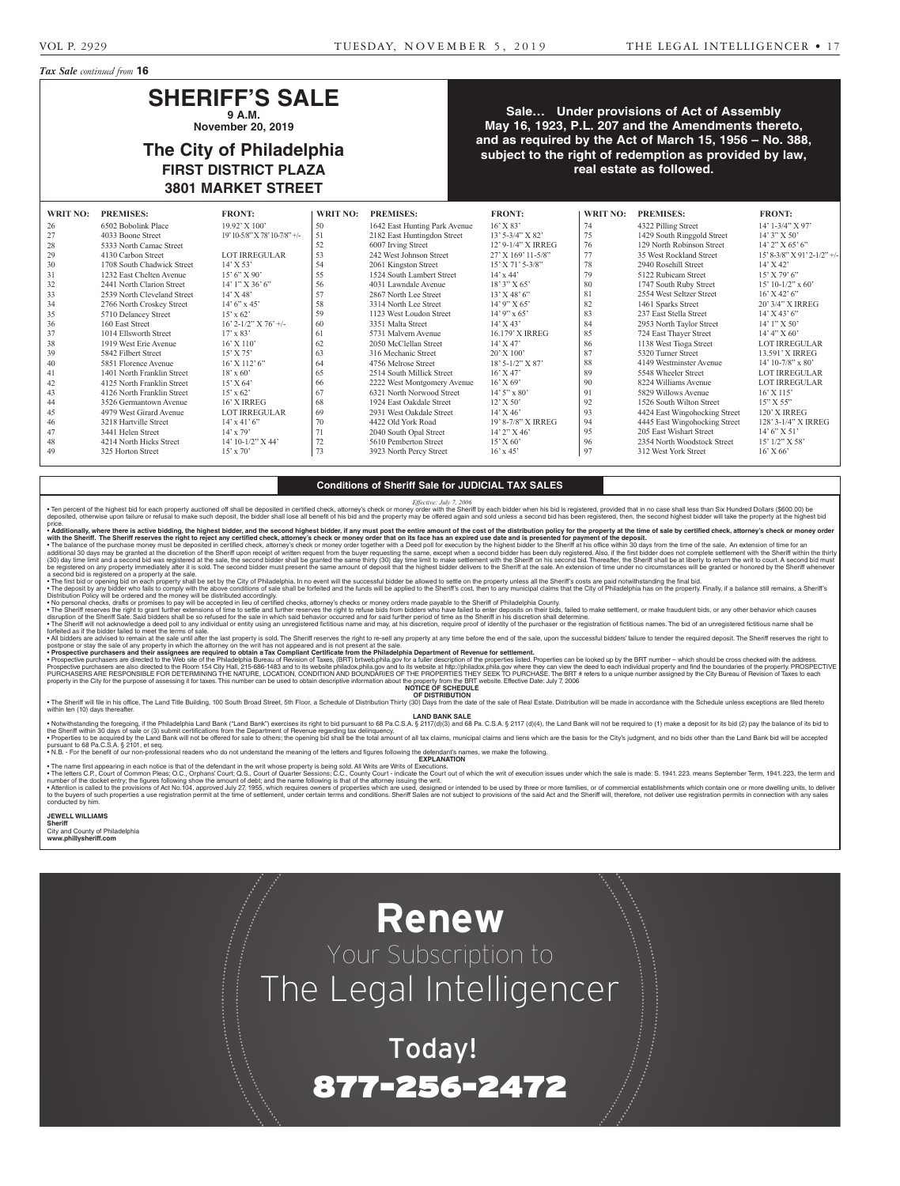*Tax Sale continued from* **16**

# SHERIFF'S SALE

**9 A.M.**

**November 20, 2019**

## The City of Philadelphia

**FIRST DISTRICT PLAZA**

**3801 MARKET STREET**

**Sale… Under provisions of Act of Assembly May 16, 1923, P.L. 207 and the Amendments thereto, and as required by the Act of March 15, 1956 – No. 388, subject to the right of redemption as provided by law, real estate as followed.**

| WRIT NO: | PREMISES: | FRONT: |
|---|---|---|
| 26 | 6502 Bobolink Place | 19.92' X 100' |
| 27 | 4033 Boone Street | 19' 10-5/8" X 78' 10-7/8" +/- |
| 28 | 5333 North Camac Street | |
| 29 | 4130 Carbon Street | LOT IRREGULAR |
| 30 | 1708 South Chadwick Street | 14' X 53' |
| 31 | 1232 East Chelten Avenue | 15' 6" X 90' |
| 32 | 2441 North Clarion Street | 14' 1" X 36' 6" |
| 33 | 2539 North Cleveland Street | 14' X 48' |
| 34 | 2766 North Croskey Street | 14' 6" x 45' |
| 35 | 5710 Delancey Street | 15' x 62' |
| 36 | 160 East Street | 16' 2-1/2" X 76' +/- |
| 37 | 1014 Ellsworth Street | 17' x 83' |
| 38 | 1919 West Erie Avenue | 16' X 110' |
| 39 | 5842 Filbert Street | 15' X 75' |
| 40 | 5851 Florence Avenue | 16' X 112' 6" |
| 41 | 1401 North Franklin Street | 18' x 60' |
| 42 | 4125 North Franklin Street | 15' X 64' |
| 43 | 4126 North Franklin Street | 15' x 62' |
| 44 | 3526 Germantown Avenue | 16' X IRREG |
| 45 | 4979 West Girard Avenue | LOT IRREGULAR |
| 46 | 3218 Hartville Street | 14' x 41' 6" |
| 47 | 3441 Helen Street | 14' x 79' |
| 48 | 4214 North Hicks Street | 14' 10-1/2" X 44' |
| 49 | 325 Horton Street | 15' x 70' |
| 50 | 1642 East Hunting Park Avenue | 16' X 83' |
| 51 | 2182 East Huntingdon Street | 13' 5-3/4" X 82' |
| 52 | 6007 Irving Street | 12' 9-1/4" X IRREG |
| 53 | 242 West Johnson Street | 27' X 169' 11-5/8" |
| 54 | 2061 Kingston Street | 15' X 71' 5-3/8" |
| 55 | 1524 South Lambert Street | 14' x 44' |
| 56 | 4031 Lawndale Avenue | 18' 3" X 65' |
| 57 | 2867 North Lee Street | 13' X 48' 6" |
| 58 | 3314 North Lee Street | 14' 9" X 65' |
| 59 | 1123 West Loudon Street | 14' 9" x 65' |
| 60 | 3351 Malta Street | 14' X 43' |
| 61 | 5731 Malvern Avenue | 16.179' X IRREG |
| 62 | 2050 McClellan Street | 14' X 47' |
| 63 | 316 Mechanic Street | 20' X 100' |
| 64 | 4756 Melrose Street | 18' 5-1/2" X 87' |
| 65 | 2514 South Millick Street | 16' X 47' |
| 66 | 2222 West Montgomery Avenue | 16' X 69' |
| 67 | 6321 North Norwood Street | 14' 5" x 80' |
| 68 | 1924 East Oakdale Street | 12' X 50' |
| 69 | 2931 West Oakdale Street | 14' X 46' |
| 70 | 4422 Old York Road | 19' 8-7/8" X IRREG |
| 71 | 2040 South Opal Street | 14' 2" X 46' |
| 72 | 5610 Pemberton Street | 15' X 60' |
| 73 | 3923 North Percy Street | 16' x 45' |
| 74 | 4322 Pilling Street | 14' 1-3/4" X 97' |
| 75 | 1429 South Ringgold Street | 14' 3" X 50' |
| 76 | 129 North Robinson Street | 14' 2" X 65' 6" |
| 77 | 35 West Rockland Street | 15' 8-3/8" X 91' 2-1/2" +/- |
| 78 | 2940 Rosehill Street | 14' X 42' |
| 79 | 5122 Rubicam Street | 15' X 79' 6" |
| 80 | 1747 South Ruby Street | 15' 10-1/2" x 60' |
| 81 | 2554 West Seltzer Street | 16' X 42' 6" |
| 82 | 1461 Sparks Street | 20' 3/4" X IRREG |
| 83 | 237 East Stella Street | 14' X 43' 6" |
| 84 | 2953 North Taylor Street | 14' 1" X 50' |
| 85 | 724 East Thayer Street | 14' 4" X 60' |
| 86 | 1138 West Tioga Street | LOT IRREGULAR |
| 87 | 5320 Turner Street | 13.591' X IRREG |
| 88 | 4149 Westminster Avenue | 14' 10-7/8" x 80' |
| 89 | 5548 Wheeler Street | LOT IRREGULAR |
| 90 | 8224 Williams Avenue | LOT IRREGULAR |
| 91 | 5829 Willows Avenue | 16' X 115' |
| 92 | 1526 South Wilton Street | 15" X 55" |
| 93 | 4424 East Wingohocking Street | 120' X IRREG |
| 94 | 4445 East Wingohocking Street | 128' 3-1/4" X IRREG |
| 95 | 205 East Wishart Street | 14' 6" X 51' |
| 96 | 2354 North Woodstock Street | 15' 1/2" X 58' |
| 97 | 312 West York Street | 16' X 66' |

### Conditions of Sheriff Sale for JUDICIAL TAX SALES

*Effective: July 7, 2006*

• Ten percent of the highest bid for each property auctioned off shall be deposited in certified check, attorney's check or money order with the Sheriff by each bidder when his bid is registered, provided that in no case shall less than Six Hundred Dollars ($600.00) be deposited, otherwise upon failure or refusal to make such deposit, the bidder shall lose all benefit of his bid and the property may be offered again and sold unless a second bid has been registered, then, the second highest bidder will take the property at the highest bid price.

• **Additionally, where there is active bidding, the highest bidder, and the second highest bidder, if any must post the entire amount of the cost of the distribution policy for the property at the time of sale by certified check, attorney's check or money order with the Sheriff. The Sheriff reserves the right to reject any certified check, attorney's check or money order that on its face has an expired use date and is presented for payment of the deposit.**

• The balance of the purchase money must be deposited in certified check, attorney's check or money order together with a Deed poll for execution by the highest bidder to the Sheriff at his office within 30 days from the time of the sale. An extension of time for an additional 30 days may be granted at the discretion of the Sheriff upon receipt of written request from the buyer requesting the same, except when a second bidder has been duly registered. Also, if the first bidder does not complete settlement with the Sheriff within the thirty (30) day time limit and a second bid was registered at the sale, the second bidder shall be granted the same thirty (30) day time limit to make settlement with the Sheriff on his second bid. Thereafter, the Sheriff shall be at liberty to return the writ to court. A second bid must be registered on any property immediately after it is sold. The second bidder must present the same amount of deposit that the highest bidder delivers to the Sheriff at the sale. An extension of time under no circumstances will be granted or honored by the Sheriff whenever a second bid is registered on a property at the sale.

• The first bid or opening bid on each property shall be set by the City of Philadelphia. In no event will the successful bidder be allowed to settle on the property unless all the Sheriff's costs are paid notwithstanding the final bid.

• The deposit by any bidder who fails to comply with the above conditions of sale shall be forfeited and the funds will be applied to the Sheriff's cost, then to any municipal claims that the City of Philadelphia has on the property. Finally, if a balance still remains, a Sheriff's Distribution Policy will be ordered and the money will be distributed accordingly.

• No personal checks, drafts or promises to pay will be accepted in lieu of certified checks, attorney's checks or money orders made payable to the Sheriff of Philadelphia County.

• The Sheriff reserves the right to grant further extensions of time to settle and further reserves the right to refuse bids from bidders who have failed to enter deposits on their bids, failed to make settlement, or make fraudulent bids, or any other behavior which causes disruption of the Sheriff Sale. Said bidders shall be so refused for the sale in which said behavior occurred and for said further period of time as the Sheriff in his discretion shall determine.

• The Sheriff will not acknowledge a deed poll to any individual or entity using an unregistered fictitious name and may, at his discretion, require proof of identity of the purchaser or the registration of fictitious names. The bid of an unregistered fictitious name shall be forfeited as if the bidder failed to meet the terms of sale.

• All bidders are advised to remain at the sale until after the last property is sold. The Sheriff reserves the right to re-sell any property at any time before the end of the sale, upon the successful bidders' failure to tender the required deposit. The Sheriff reserves the right to postpone or stay the sale of any property in which the attorney on the writ has not appeared and is not present at the sale.

• **Prospective purchasers and their assignees are required to obtain a Tax Compliant Certificate from the Philadelphia Department of Revenue for settlement.**

• Prospective purchasers are directed to the Web site of the Philadelphia Bureau of Revision of Taxes, (BRT) brtweb.phila.gov for a fuller description of the properties listed. Properties can be looked up by the BRT number – which should be cross checked with the address. Prospective purchasers are also directed to the Room 154 City Hall, 215-686-1483 and to its website philadox.phila.gov and to its website at http://philadox.phila.gov where they can view the deed to each individual property and find the boundaries of the property. PROSPECTIVE PURCHASERS ARE RESPONSIBLE FOR DETERMINING THE NATURE, LOCATION, CONDITION AND BOUNDARIES OF THE PROPERTIES THEY SEEK TO PURCHASE. The BRT # refers to a unique number assigned by the City Bureau of Revision of Taxes to each property in the City for the purpose of assessing it for taxes. This number can be used to obtain descriptive information about the property from the BRT website. Effective Date: July 7, 2006

**NOTICE OF SCHEDULE OF DISTRIBUTION**

• The Sheriff will file in his office, The Land Title Building, 100 South Broad Street, 5th Floor, a Schedule of Distribution Thirty (30) Days from the date of the sale of Real Estate. Distribution will be made in accordance with the Schedule unless exceptions are filed thereto within ten (10) days thereafter.

**LAND BANK SALE**

• Notwithstanding the foregoing, if the Philadelphia Land Bank ("Land Bank") exercises its right to bid pursuant to 68 Pa.C.S.A. § 2117(d)(3) and 68 Pa. C.S.A. § 2117 (d)(4), the Land Bank will not be required to (1) make a deposit for its bid (2) pay the balance of its bid to the Sheriff within 30 days of sale or (3) submit certifications from the Department of Revenue regarding tax delinquency.

• Properties to be acquired by the Land Bank will not be offered for sale to others; the opening bid shall be the total amount of all tax claims, municipal claims and liens which are the basis for the City's judgment, and no bids other than the Land Bank bid will be accepted pursuant to 68 Pa.C.S.A. § 2101, et seq.

• N.B. - For the benefit of our non-professional readers who do not understand the meaning of the letters and figures following the defendant's names, we make the following.

**EXPLANATION**

• The name first appearing in each notice is that of the defendant in the writ whose property is being sold. All Writs are Writs of Executions.

• The letters C.P., Court of Common Pleas; O.C., Orphans' Court; Q.S., Court of Quarter Sessions; C.C., County Court - indicate the Court out of which the writ of execution issues under which the sale is made: S. 1941. 223. means September Term, 1941. 223, the term and number of the docket entry; the figures following show the amount of debt; and the name following is that of the attorney issuing the writ.

• Attention is called to the provisions of Act No.104, approved July 27, 1955, which requires owners of properties which are used, designed or intended to be used by three or more families, or of commercial establishments which contain one or more dwelling units, to deliver to the buyers of such properties a use registration permit at the time of settlement, under certain terms and conditions. Sheriff Sales are not subject to provisions of the said Act and the Sheriff will, therefore, not deliver use registration permits in connection with any sales conducted by him.

**JEWELL WILLIAMS**
**Sheriff**
City and County of Philadelphia
**www.phillysheriff.com**

# Renew

Your Subscription to

The Legal Intelligencer

Today!

**877-256-2472**